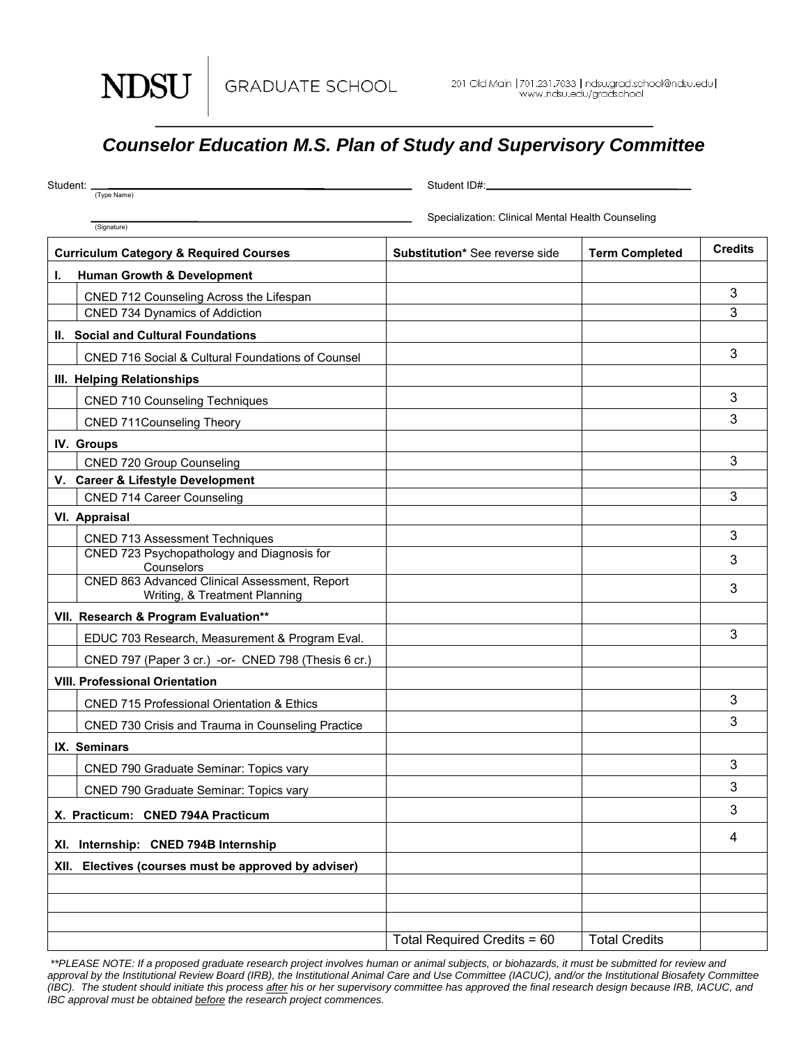NDSU | GRADUATE SCHOOL

201 Old Main | 701.231.7033 | ndsu.grad.school@ndsu.edu | www.ndsu.edu/gradschool

# Counselor Education M.S. Plan of Study and Supervisory Committee

Student: ______________________________ (Type Name)

Student ID#: ______________________________

______________________________ (Signature)

Specialization: Clinical Mental Health Counseling

| Curriculum Category & Required Courses | Substitution* See reverse side | Term Completed | Credits |
|---|---|---|---|
| **I. Human Growth & Development** | | | |
| CNED 712 Counseling Across the Lifespan | | | 3 |
| CNED 734 Dynamics of Addiction | | | 3 |
| **II. Social and Cultural Foundations** | | | |
| CNED 716 Social & Cultural Foundations of Counsel | | | 3 |
| **III. Helping Relationships** | | | |
| CNED 710 Counseling Techniques | | | 3 |
| CNED 711Counseling Theory | | | 3 |
| **IV. Groups** | | | |
| CNED 720 Group Counseling | | | 3 |
| **V. Career & Lifestyle Development** | | | |
| CNED 714 Career Counseling | | | 3 |
| **VI. Appraisal** | | | |
| CNED 713 Assessment Techniques | | | 3 |
| CNED 723 Psychopathology and Diagnosis for Counselors | | | 3 |
| CNED 863 Advanced Clinical Assessment, Report Writing, & Treatment Planning | | | 3 |
| **VII. Research & Program Evaluation**** | | | |
| EDUC 703 Research, Measurement & Program Eval. | | | 3 |
| CNED 797 (Paper 3 cr.) -or- CNED 798 (Thesis 6 cr.) | | | |
| **VIII. Professional Orientation** | | | |
| CNED 715 Professional Orientation & Ethics | | | 3 |
| CNED 730 Crisis and Trauma in Counseling Practice | | | 3 |
| **IX. Seminars** | | | |
| CNED 790 Graduate Seminar: Topics vary | | | 3 |
| CNED 790 Graduate Seminar: Topics vary | | | 3 |
| **X. Practicum: CNED 794A Practicum** | | | 3 |
| **XI. Internship: CNED 794B Internship** | | | 4 |
| **XII. Electives (courses must be approved by adviser)** | | | |
| | | | |
| | | | |
| | | | |
| | Total Required Credits = 60 | Total Credits | |

*\*\*PLEASE NOTE: If a proposed graduate research project involves human or animal subjects, or biohazards, it must be submitted for review and approval by the Institutional Review Board (IRB), the Institutional Animal Care and Use Committee (IACUC), and/or the Institutional Biosafety Committee (IBC). The student should initiate this process after his or her supervisory committee has approved the final research design because IRB, IACUC, and IBC approval must be obtained before the research project commences.*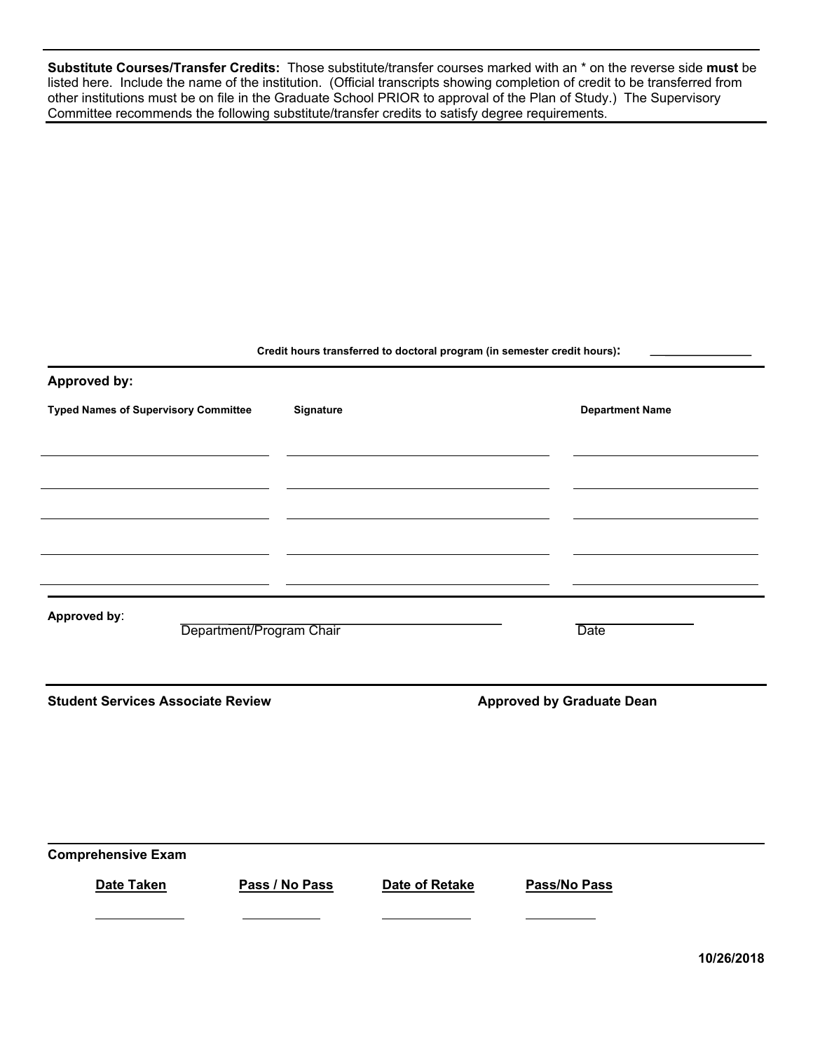**Substitute Courses/Transfer Credits:** Those substitute/transfer courses marked with an * on the reverse side **must** be listed here. Include the name of the institution. (Official transcripts showing completion of credit to be transferred from other institutions must be on file in the Graduate School PRIOR to approval of the Plan of Study.) The Supervisory Committee recommends the following substitute/transfer credits to satisfy degree requirements.

**Credit hours transferred to doctoral program (in semester credit hours):** _______________

**Approved by:**

| Typed Names of Supervisory Committee | Signature | Department Name |
|---|---|---|
| | | |
| | | |
| | | |
| | | |
| | | |

**Approved by**: ______________________________ Department/Program Chair ______________ Date

**Student Services Associate Review**

**Approved by Graduate Dean**

**Comprehensive Exam**

| Date Taken | Pass / No Pass | Date of Retake | Pass/No Pass |
|---|---|---|---|
| | | | |

10/26/2018